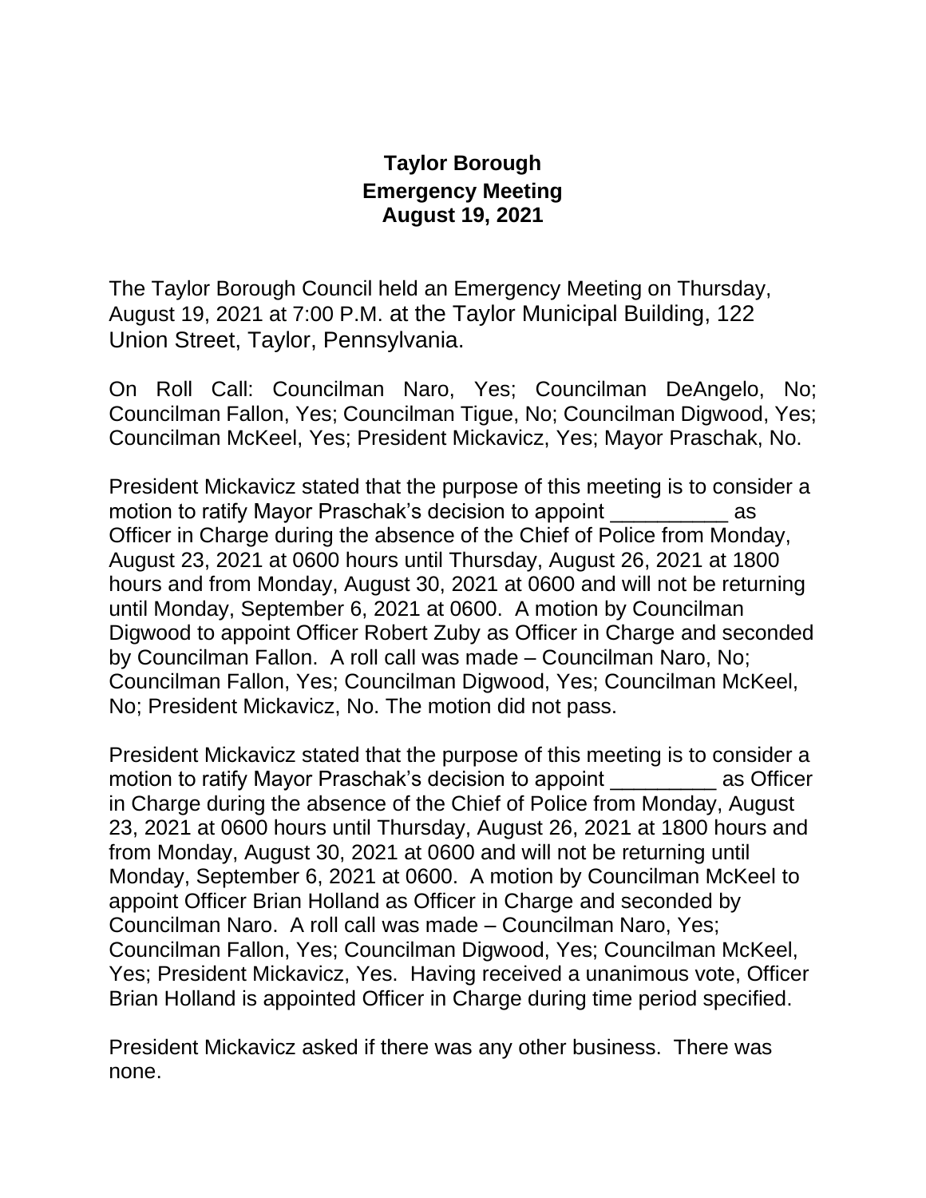# Taylor Borough
## Emergency Meeting
## August 19, 2021

The Taylor Borough Council held an Emergency Meeting on Thursday, August 19, 2021 at 7:00 P.M. at the Taylor Municipal Building, 122 Union Street, Taylor, Pennsylvania.

On Roll Call: Councilman Naro, Yes; Councilman DeAngelo, No; Councilman Fallon, Yes; Councilman Tigue, No; Councilman Digwood, Yes; Councilman McKeel, Yes; President Mickavicz, Yes; Mayor Praschak, No.

President Mickavicz stated that the purpose of this meeting is to consider a motion to ratify Mayor Praschak's decision to appoint __________ as Officer in Charge during the absence of the Chief of Police from Monday, August 23, 2021 at 0600 hours until Thursday, August 26, 2021 at 1800 hours and from Monday, August 30, 2021 at 0600 and will not be returning until Monday, September 6, 2021 at 0600. A motion by Councilman Digwood to appoint Officer Robert Zuby as Officer in Charge and seconded by Councilman Fallon. A roll call was made – Councilman Naro, No; Councilman Fallon, Yes; Councilman Digwood, Yes; Councilman McKeel, No; President Mickavicz, No. The motion did not pass.

President Mickavicz stated that the purpose of this meeting is to consider a motion to ratify Mayor Praschak's decision to appoint _________ as Officer in Charge during the absence of the Chief of Police from Monday, August 23, 2021 at 0600 hours until Thursday, August 26, 2021 at 1800 hours and from Monday, August 30, 2021 at 0600 and will not be returning until Monday, September 6, 2021 at 0600. A motion by Councilman McKeel to appoint Officer Brian Holland as Officer in Charge and seconded by Councilman Naro. A roll call was made – Councilman Naro, Yes; Councilman Fallon, Yes; Councilman Digwood, Yes; Councilman McKeel, Yes; President Mickavicz, Yes. Having received a unanimous vote, Officer Brian Holland is appointed Officer in Charge during time period specified.

President Mickavicz asked if there was any other business. There was none.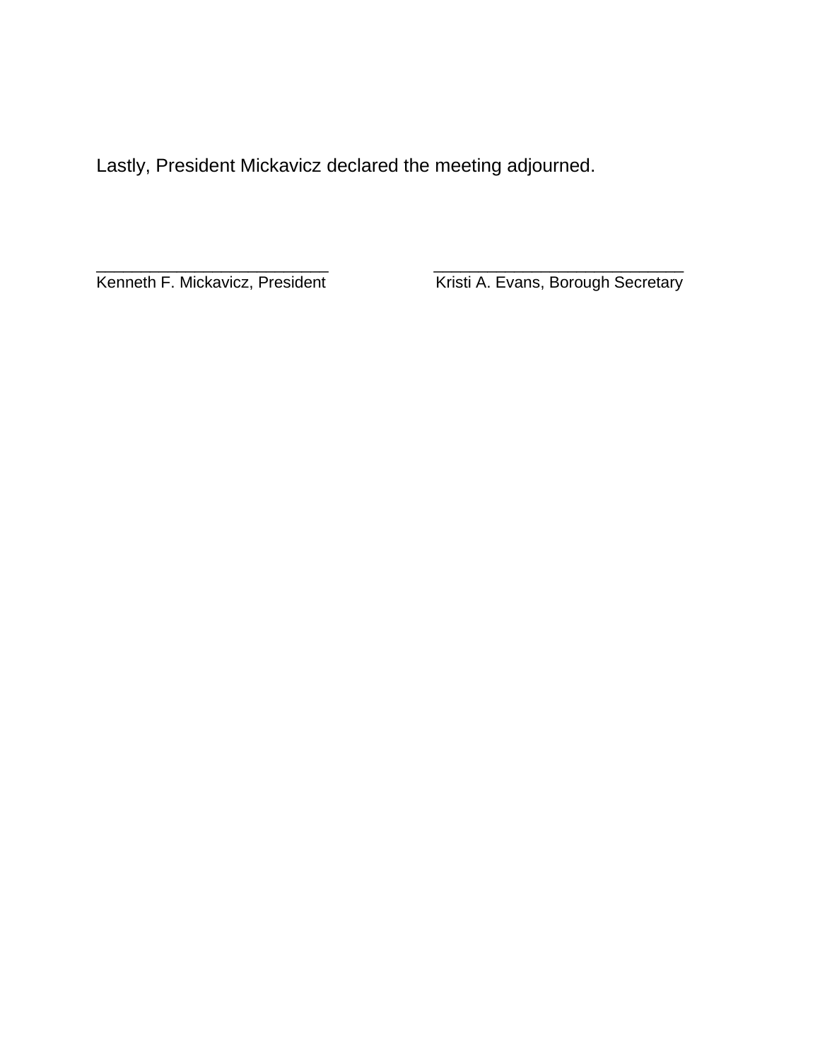Lastly, President Mickavicz declared the meeting adjourned.

| | |
|---|---|
| ___________________________ | _____________________________ |
| Kenneth F. Mickavicz, President | Kristi A. Evans, Borough Secretary |